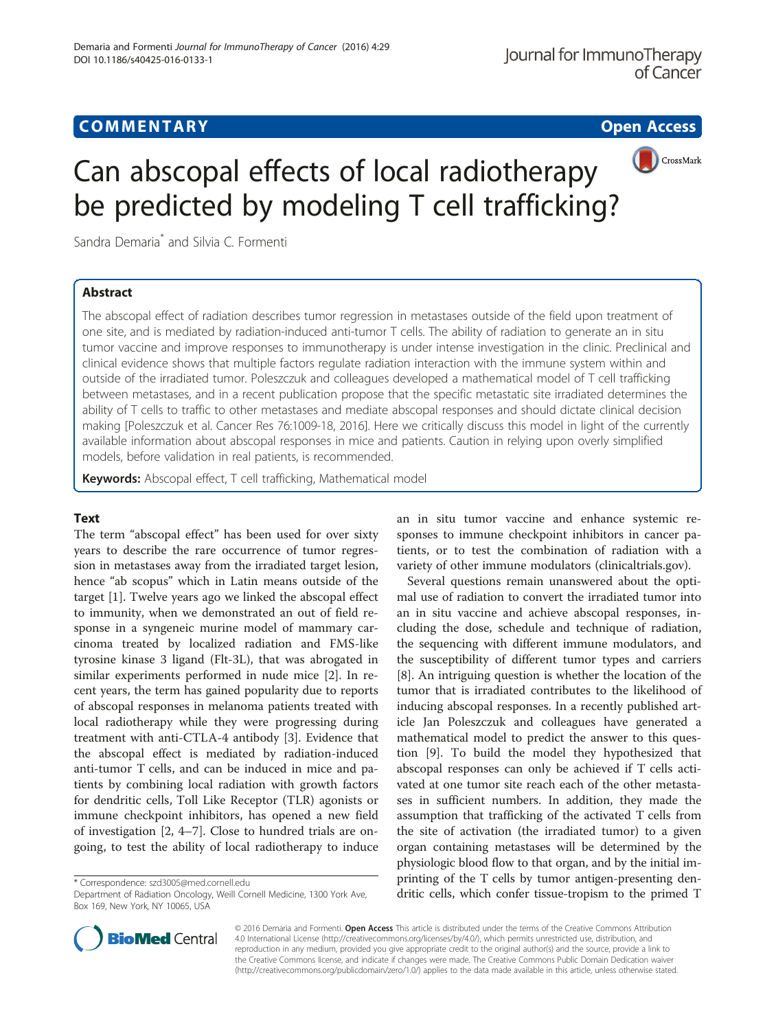COMMENTARY

Open Access

# Can abscopal effects of local radiotherapy be predicted by modeling T cell trafficking?

Sandra Demaria* and Silvia C. Formenti

## Abstract

The abscopal effect of radiation describes tumor regression in metastases outside of the field upon treatment of one site, and is mediated by radiation-induced anti-tumor T cells. The ability of radiation to generate an in situ tumor vaccine and improve responses to immunotherapy is under intense investigation in the clinic. Preclinical and clinical evidence shows that multiple factors regulate radiation interaction with the immune system within and outside of the irradiated tumor. Poleszczuk and colleagues developed a mathematical model of T cell trafficking between metastases, and in a recent publication propose that the specific metastatic site irradiated determines the ability of T cells to traffic to other metastases and mediate abscopal responses and should dictate clinical decision making [Poleszczuk et al. Cancer Res 76:1009-18, 2016]. Here we critically discuss this model in light of the currently available information about abscopal responses in mice and patients. Caution in relying upon overly simplified models, before validation in real patients, is recommended.

**Keywords:** Abscopal effect, T cell trafficking, Mathematical model

## Text

The term "abscopal effect" has been used for over sixty years to describe the rare occurrence of tumor regression in metastases away from the irradiated target lesion, hence "ab scopus" which in Latin means outside of the target [1]. Twelve years ago we linked the abscopal effect to immunity, when we demonstrated an out of field response in a syngeneic murine model of mammary carcinoma treated by localized radiation and FMS-like tyrosine kinase 3 ligand (Flt-3L), that was abrogated in similar experiments performed in nude mice [2]. In recent years, the term has gained popularity due to reports of abscopal responses in melanoma patients treated with local radiotherapy while they were progressing during treatment with anti-CTLA-4 antibody [3]. Evidence that the abscopal effect is mediated by radiation-induced anti-tumor T cells, and can be induced in mice and patients by combining local radiation with growth factors for dendritic cells, Toll Like Receptor (TLR) agonists or immune checkpoint inhibitors, has opened a new field of investigation [2, 4–7]. Close to hundred trials are ongoing, to test the ability of local radiotherapy to induce an in situ tumor vaccine and enhance systemic responses to immune checkpoint inhibitors in cancer patients, or to test the combination of radiation with a variety of other immune modulators (clinicaltrials.gov).

Several questions remain unanswered about the optimal use of radiation to convert the irradiated tumor into an in situ vaccine and achieve abscopal responses, including the dose, schedule and technique of radiation, the sequencing with different immune modulators, and the susceptibility of different tumor types and carriers [8]. An intriguing question is whether the location of the tumor that is irradiated contributes to the likelihood of inducing abscopal responses. In a recently published article Jan Poleszczuk and colleagues have generated a mathematical model to predict the answer to this question [9]. To build the model they hypothesized that abscopal responses can only be achieved if T cells activated at one tumor site reach each of the other metastases in sufficient numbers. In addition, they made the assumption that trafficking of the activated T cells from the site of activation (the irradiated tumor) to a given organ containing metastases will be determined by the physiologic blood flow to that organ, and by the initial imprinting of the T cells by tumor antigen-presenting dendritic cells, which confer tissue-tropism to the primed T

* Correspondence: szd3005@med.cornell.edu
Department of Radiation Oncology, Weill Cornell Medicine, 1300 York Ave, Box 169, New York, NY 10065, USA

© 2016 Demaria and Formenti. **Open Access** This article is distributed under the terms of the Creative Commons Attribution 4.0 International License (http://creativecommons.org/licenses/by/4.0/), which permits unrestricted use, distribution, and reproduction in any medium, provided you give appropriate credit to the original author(s) and the source, provide a link to the Creative Commons license, and indicate if changes were made. The Creative Commons Public Domain Dedication waiver (http://creativecommons.org/publicdomain/zero/1.0/) applies to the data made available in this article, unless otherwise stated.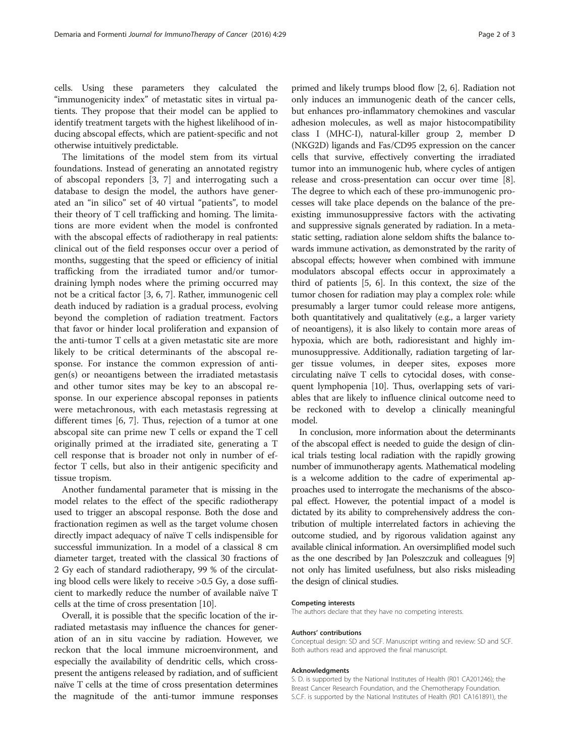cells. Using these parameters they calculated the "immunogenicity index" of metastatic sites in virtual patients. They propose that their model can be applied to identify treatment targets with the highest likelihood of inducing abscopal effects, which are patient-specific and not otherwise intuitively predictable.

The limitations of the model stem from its virtual foundations. Instead of generating an annotated registry of abscopal responders [3, 7] and interrogating such a database to design the model, the authors have generated an "in silico" set of 40 virtual "patients", to model their theory of T cell trafficking and homing. The limitations are more evident when the model is confronted with the abscopal effects of radiotherapy in real patients: clinical out of the field responses occur over a period of months, suggesting that the speed or efficiency of initial trafficking from the irradiated tumor and/or tumor-draining lymph nodes where the priming occurred may not be a critical factor [3, 6, 7]. Rather, immunogenic cell death induced by radiation is a gradual process, evolving beyond the completion of radiation treatment. Factors that favor or hinder local proliferation and expansion of the anti-tumor T cells at a given metastatic site are more likely to be critical determinants of the abscopal response. For instance the common expression of antigen(s) or neoantigens between the irradiated metastasis and other tumor sites may be key to an abscopal response. In our experience abscopal reponses in patients were metachronous, with each metastasis regressing at different times [6, 7]. Thus, rejection of a tumor at one abscopal site can prime new T cells or expand the T cell originally primed at the irradiated site, generating a T cell response that is broader not only in number of effector T cells, but also in their antigenic specificity and tissue tropism.

Another fundamental parameter that is missing in the model relates to the effect of the specific radiotherapy used to trigger an abscopal response. Both the dose and fractionation regimen as well as the target volume chosen directly impact adequacy of naïve T cells indispensible for successful immunization. In a model of a classical 8 cm diameter target, treated with the classical 30 fractions of 2 Gy each of standard radiotherapy, 99 % of the circulating blood cells were likely to receive >0.5 Gy, a dose sufficient to markedly reduce the number of available naïve T cells at the time of cross presentation [10].

Overall, it is possible that the specific location of the irradiated metastasis may influence the chances for generation of an in situ vaccine by radiation. However, we reckon that the local immune microenvironment, and especially the availability of dendritic cells, which cross-present the antigens released by radiation, and of sufficient naïve T cells at the time of cross presentation determines the magnitude of the anti-tumor immune responses primed and likely trumps blood flow [2, 6]. Radiation not only induces an immunogenic death of the cancer cells, but enhances pro-inflammatory chemokines and vascular adhesion molecules, as well as major histocompatibility class I (MHC-I), natural-killer group 2, member D (NKG2D) ligands and Fas/CD95 expression on the cancer cells that survive, effectively converting the irradiated tumor into an immunogenic hub, where cycles of antigen release and cross-presentation can occur over time [8]. The degree to which each of these pro-immunogenic processes will take place depends on the balance of the pre-existing immunosuppressive factors with the activating and suppressive signals generated by radiation. In a metastatic setting, radiation alone seldom shifts the balance towards immune activation, as demonstrated by the rarity of abscopal effects; however when combined with immune modulators abscopal effects occur in approximately a third of patients [5, 6]. In this context, the size of the tumor chosen for radiation may play a complex role: while presumably a larger tumor could release more antigens, both quantitatively and qualitatively (e.g., a larger variety of neoantigens), it is also likely to contain more areas of hypoxia, which are both, radioresistant and highly immunosuppressive. Additionally, radiation targeting of larger tissue volumes, in deeper sites, exposes more circulating naïve T cells to cytocidal doses, with consequent lymphopenia [10]. Thus, overlapping sets of variables that are likely to influence clinical outcome need to be reckoned with to develop a clinically meaningful model.

In conclusion, more information about the determinants of the abscopal effect is needed to guide the design of clinical trials testing local radiation with the rapidly growing number of immunotherapy agents. Mathematical modeling is a welcome addition to the cadre of experimental approaches used to interrogate the mechanisms of the abscopal effect. However, the potential impact of a model is dictated by its ability to comprehensively address the contribution of multiple interrelated factors in achieving the outcome studied, and by rigorous validation against any available clinical information. An oversimplified model such as the one described by Jan Poleszczuk and colleagues [9] not only has limited usefulness, but also risks misleading the design of clinical studies.

#### Competing interests

The authors declare that they have no competing interests.

#### Authors' contributions

Conceptual design: SD and SCF. Manuscript writing and review: SD and SCF. Both authors read and approved the final manuscript.

#### Acknowledgments

S. D. is supported by the National Institutes of Health (R01 CA201246); the Breast Cancer Research Foundation, and the Chemotherapy Foundation. S.C.F. is supported by the National Institutes of Health (R01 CA161891), the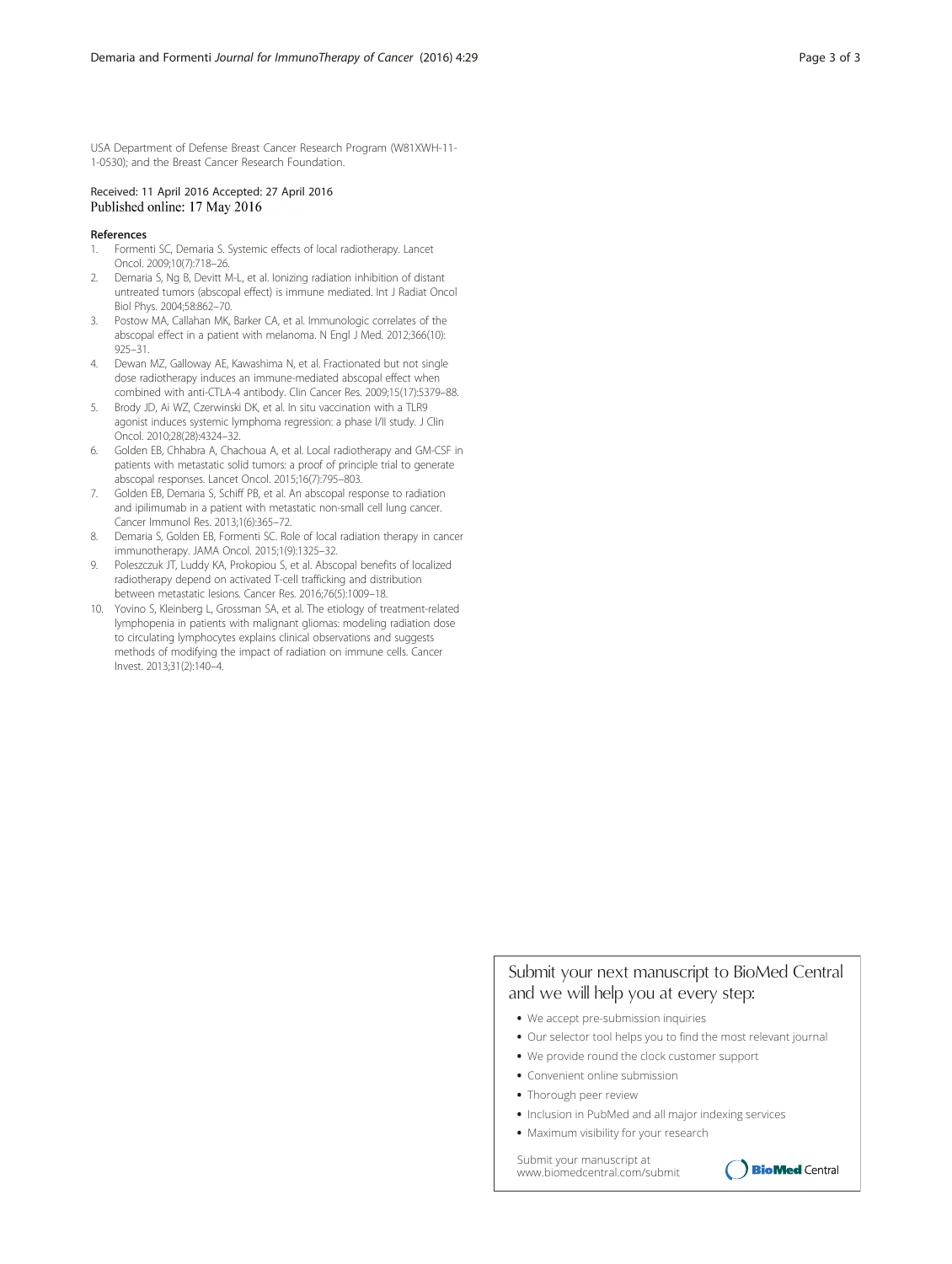USA Department of Defense Breast Cancer Research Program (W81XWH-11-1-0530); and the Breast Cancer Research Foundation.

Received: 11 April 2016 Accepted: 27 April 2016
Published online: 17 May 2016

## References

1. Formenti SC, Demaria S. Systemic effects of local radiotherapy. Lancet Oncol. 2009;10(7):718–26.
2. Demaria S, Ng B, Devitt M-L, et al. Ionizing radiation inhibition of distant untreated tumors (abscopal effect) is immune mediated. Int J Radiat Oncol Biol Phys. 2004;58:862–70.
3. Postow MA, Callahan MK, Barker CA, et al. Immunologic correlates of the abscopal effect in a patient with melanoma. N Engl J Med. 2012;366(10):925–31.
4. Dewan MZ, Galloway AE, Kawashima N, et al. Fractionated but not single dose radiotherapy induces an immune-mediated abscopal effect when combined with anti-CTLA-4 antibody. Clin Cancer Res. 2009;15(17):5379–88.
5. Brody JD, Ai WZ, Czerwinski DK, et al. In situ vaccination with a TLR9 agonist induces systemic lymphoma regression: a phase I/II study. J Clin Oncol. 2010;28(28):4324–32.
6. Golden EB, Chhabra A, Chachoua A, et al. Local radiotherapy and GM-CSF in patients with metastatic solid tumors: a proof of principle trial to generate abscopal responses. Lancet Oncol. 2015;16(7):795–803.
7. Golden EB, Demaria S, Schiff PB, et al. An abscopal response to radiation and ipilimumab in a patient with metastatic non-small cell lung cancer. Cancer Immunol Res. 2013;1(6):365–72.
8. Demaria S, Golden EB, Formenti SC. Role of local radiation therapy in cancer immunotherapy. JAMA Oncol. 2015;1(9):1325–32.
9. Poleszczuk JT, Luddy KA, Prokopiou S, et al. Abscopal benefits of localized radiotherapy depend on activated T-cell trafficking and distribution between metastatic lesions. Cancer Res. 2016;76(5):1009–18.
10. Yovino S, Kleinberg L, Grossman SA, et al. The etiology of treatment-related lymphopenia in patients with malignant gliomas: modeling radiation dose to circulating lymphocytes explains clinical observations and suggests methods of modifying the impact of radiation on immune cells. Cancer Invest. 2013;31(2):140–4.